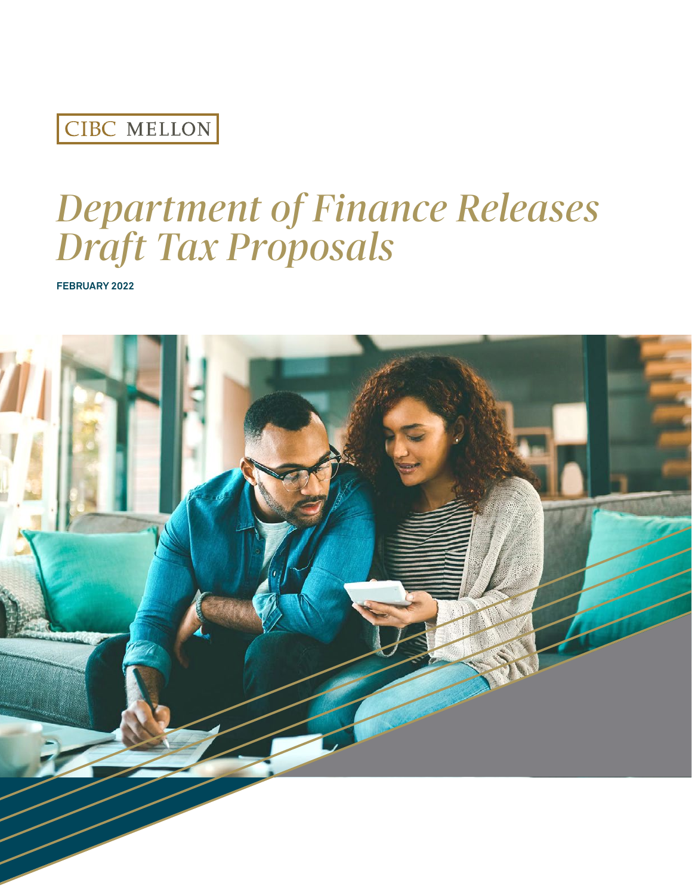CIBC MELLON

# *Department of Finance Releases Draft Tax Proposals*

**FEBRUARY 2022**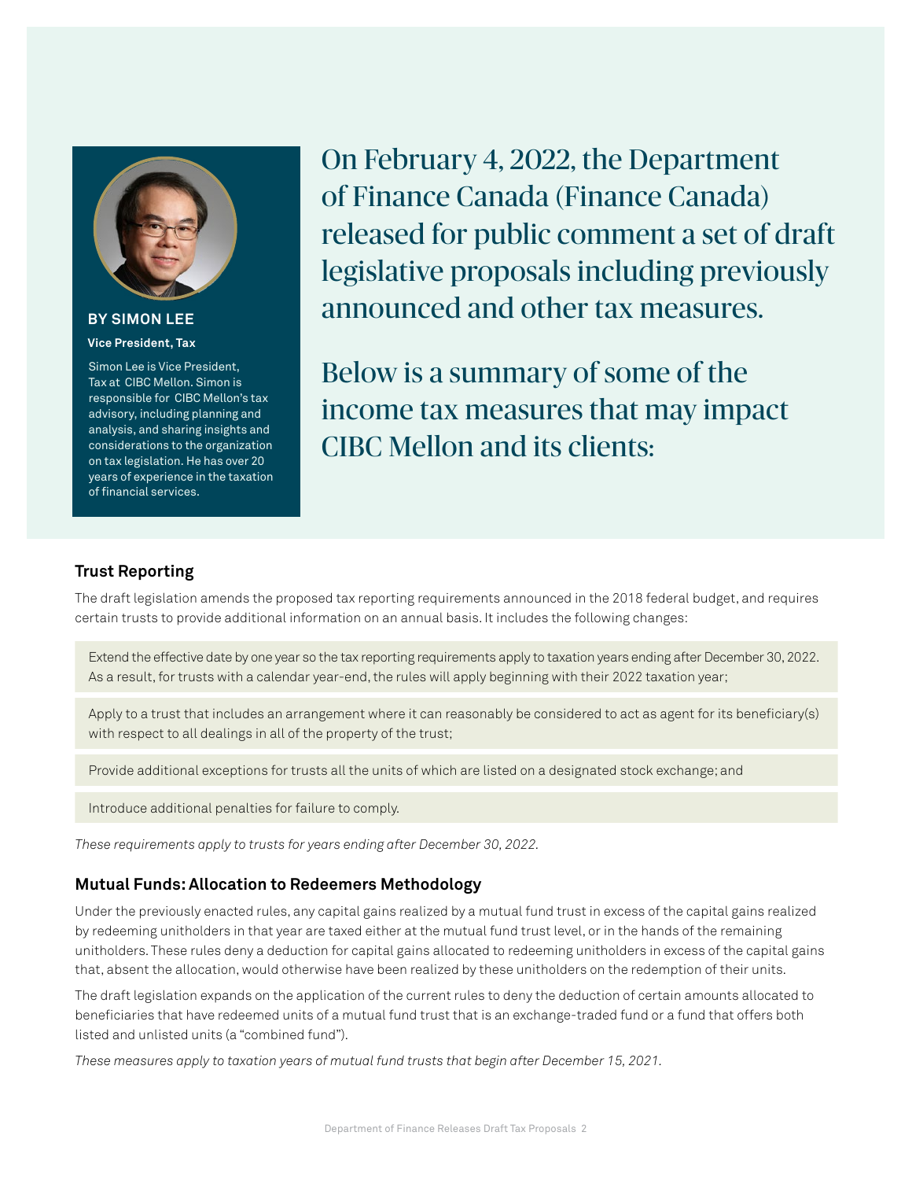**BY SIMON LEE**

**Vice President, Tax**

Simon Lee is Vice President, Tax at CIBC Mellon. Simon is responsible for CIBC Mellon's tax advisory, including planning and analysis, and sharing insights and considerations to the organization on tax legislation. He has over 20 years of experience in the taxation of financial services.

On February 4, 2022, the Department of Finance Canada (Finance Canada) released for public comment a set of draft legislative proposals including previously announced and other tax measures.

Below is a summary of some of the income tax measures that may impact CIBC Mellon and its clients:

### Trust Reporting

The draft legislation amends the proposed tax reporting requirements announced in the 2018 federal budget, and requires certain trusts to provide additional information on an annual basis. It includes the following changes:

- Extend the effective date by one year so the tax reporting requirements apply to taxation years ending after December 30, 2022. As a result, for trusts with a calendar year-end, the rules will apply beginning with their 2022 taxation year;
- Apply to a trust that includes an arrangement where it can reasonably be considered to act as agent for its beneficiary(s) with respect to all dealings in all of the property of the trust;
- Provide additional exceptions for trusts all the units of which are listed on a designated stock exchange; and
- Introduce additional penalties for failure to comply.

*These requirements apply to trusts for years ending after December 30, 2022.*

### Mutual Funds: Allocation to Redeemers Methodology

Under the previously enacted rules, any capital gains realized by a mutual fund trust in excess of the capital gains realized by redeeming unitholders in that year are taxed either at the mutual fund trust level, or in the hands of the remaining unitholders. These rules deny a deduction for capital gains allocated to redeeming unitholders in excess of the capital gains that, absent the allocation, would otherwise have been realized by these unitholders on the redemption of their units.

The draft legislation expands on the application of the current rules to deny the deduction of certain amounts allocated to beneficiaries that have redeemed units of a mutual fund trust that is an exchange-traded fund or a fund that offers both listed and unlisted units (a "combined fund").

*These measures apply to taxation years of mutual fund trusts that begin after December 15, 2021.*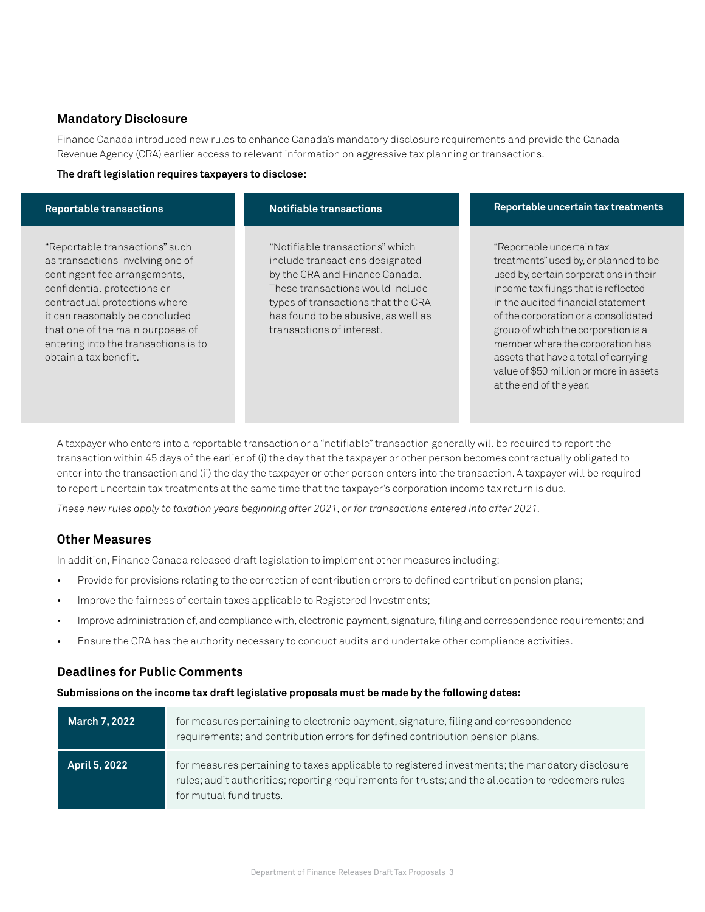## Mandatory Disclosure

Finance Canada introduced new rules to enhance Canada's mandatory disclosure requirements and provide the Canada Revenue Agency (CRA) earlier access to relevant information on aggressive tax planning or transactions.

**The draft legislation requires taxpayers to disclose:**

| Reportable transactions | Notifiable transactions | Reportable uncertain tax treatments |
| --- | --- | --- |
| "Reportable transactions" such as transactions involving one of contingent fee arrangements, confidential protections or contractual protections where it can reasonably be concluded that one of the main purposes of entering into the transactions is to obtain a tax benefit. | "Notifiable transactions" which include transactions designated by the CRA and Finance Canada. These transactions would include types of transactions that the CRA has found to be abusive, as well as transactions of interest. | "Reportable uncertain tax treatments" used by, or planned to be used by, certain corporations in their income tax filings that is reflected in the audited financial statement of the corporation or a consolidated group of which the corporation is a member where the corporation has assets that have a total of carrying value of $50 million or more in assets at the end of the year. |

A taxpayer who enters into a reportable transaction or a "notifiable" transaction generally will be required to report the transaction within 45 days of the earlier of (i) the day that the taxpayer or other person becomes contractually obligated to enter into the transaction and (ii) the day the taxpayer or other person enters into the transaction. A taxpayer will be required to report uncertain tax treatments at the same time that the taxpayer's corporation income tax return is due.

*These new rules apply to taxation years beginning after 2021, or for transactions entered into after 2021.*

## Other Measures

In addition, Finance Canada released draft legislation to implement other measures including:

- Provide for provisions relating to the correction of contribution errors to defined contribution pension plans;
- Improve the fairness of certain taxes applicable to Registered Investments;
- Improve administration of, and compliance with, electronic payment, signature, filing and correspondence requirements; and
- Ensure the CRA has the authority necessary to conduct audits and undertake other compliance activities.

## Deadlines for Public Comments

**Submissions on the income tax draft legislative proposals must be made by the following dates:**

| Date | Measures |
| --- | --- |
| **March 7, 2022** | for measures pertaining to electronic payment, signature, filing and correspondence requirements; and contribution errors for defined contribution pension plans. |
| **April 5, 2022** | for measures pertaining to taxes applicable to registered investments; the mandatory disclosure rules; audit authorities; reporting requirements for trusts; and the allocation to redeemers rules for mutual fund trusts. |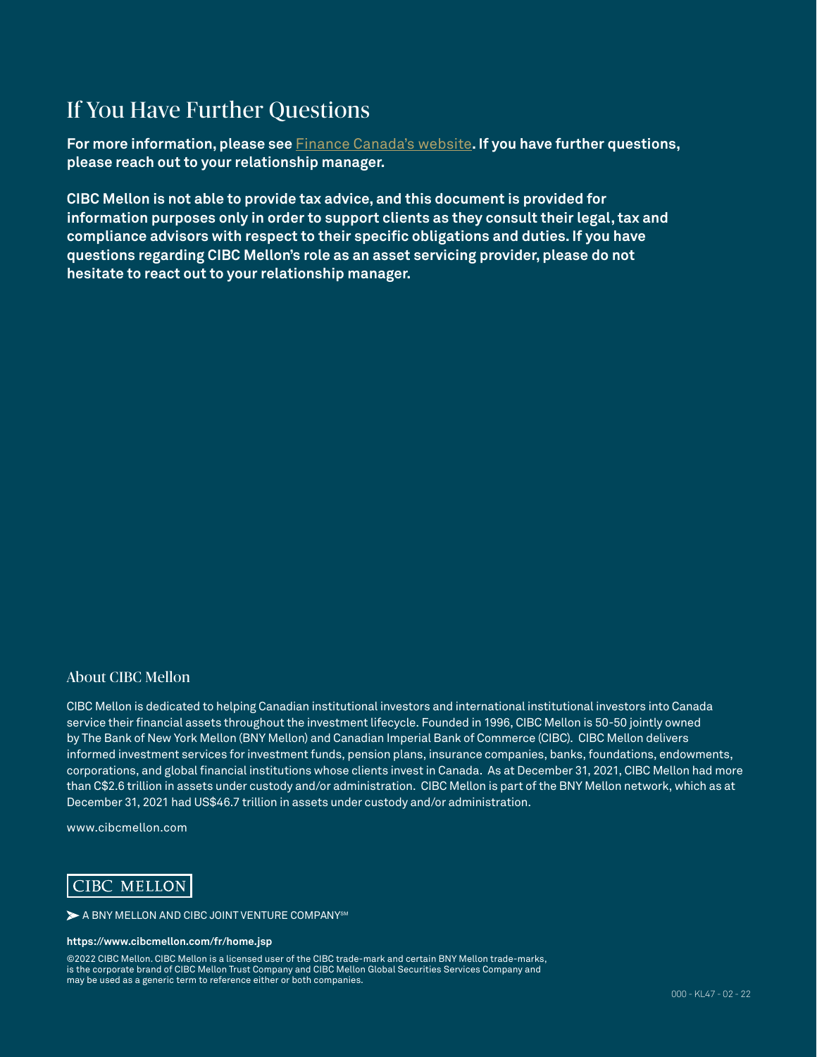# If You Have Further Questions

**For more information, please see Finance Canada's website. If you have further questions, please reach out to your relationship manager.**

**CIBC Mellon is not able to provide tax advice, and this document is provided for information purposes only in order to support clients as they consult their legal, tax and compliance advisors with respect to their specific obligations and duties. If you have questions regarding CIBC Mellon's role as an asset servicing provider, please do not hesitate to react out to your relationship manager.**

## About CIBC Mellon

CIBC Mellon is dedicated to helping Canadian institutional investors and international institutional investors into Canada service their financial assets throughout the investment lifecycle. Founded in 1996, CIBC Mellon is 50-50 jointly owned by The Bank of New York Mellon (BNY Mellon) and Canadian Imperial Bank of Commerce (CIBC). CIBC Mellon delivers informed investment services for investment funds, pension plans, insurance companies, banks, foundations, endowments, corporations, and global financial institutions whose clients invest in Canada. As at December 31, 2021, CIBC Mellon had more than C$2.6 trillion in assets under custody and/or administration. CIBC Mellon is part of the BNY Mellon network, which as at December 31, 2021 had US$46.7 trillion in assets under custody and/or administration.

www.cibcmellon.com

CIBC MELLON

A BNY MELLON AND CIBC JOINT VENTURE COMPANY℠

**https://www.cibcmellon.com/fr/home.jsp**

©2022 CIBC Mellon. CIBC Mellon is a licensed user of the CIBC trade-mark and certain BNY Mellon trade-marks, is the corporate brand of CIBC Mellon Trust Company and CIBC Mellon Global Securities Services Company and may be used as a generic term to reference either or both companies.

000 - KL47 - 02 - 22